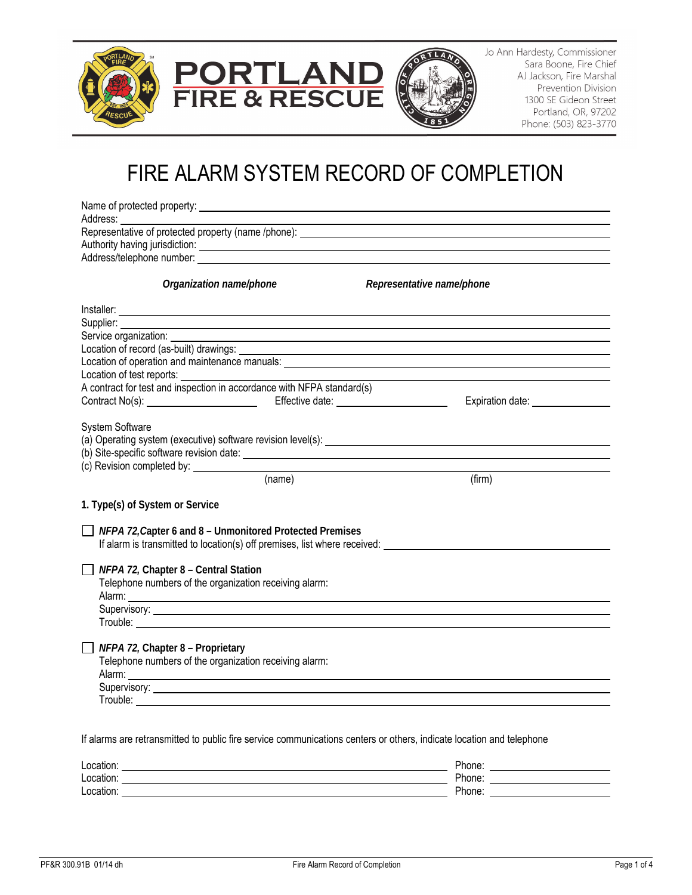**PORTLAND FIRE & RESCUE**

Jo Ann Hardesty, Commissioner
Sara Boone, Fire Chief
AJ Jackson, Fire Marshal
Prevention Division
1300 SE Gideon Street
Portland, OR, 97202
Phone: (503) 823-3770

# FIRE ALARM SYSTEM RECORD OF COMPLETION

Name of protected property: \_\_\_\_\_\_\_\_\_\_\_\_\_\_\_\_\_\_\_\_
Address: \_\_\_\_\_\_\_\_\_\_\_\_\_\_\_\_\_\_\_\_
Representative of protected property (name /phone): \_\_\_\_\_\_\_\_\_\_\_\_\_\_\_\_\_\_\_\_
Authority having jurisdiction: \_\_\_\_\_\_\_\_\_\_\_\_\_\_\_\_\_\_\_\_
Address/telephone number: \_\_\_\_\_\_\_\_\_\_\_\_\_\_\_\_\_\_\_\_

| | ***Organization name/phone*** | ***Representative name/phone*** |
|---|---|---|
| Installer: | | |
| Supplier: | | |
| Service organization: | | |

Location of record (as-built) drawings: \_\_\_\_\_\_\_\_\_\_\_\_\_\_\_\_\_\_\_\_
Location of operation and maintenance manuals: \_\_\_\_\_\_\_\_\_\_\_\_\_\_\_\_\_\_\_\_
Location of test reports: \_\_\_\_\_\_\_\_\_\_\_\_\_\_\_\_\_\_\_\_
A contract for test and inspection in accordance with NFPA standard(s)
Contract No(s): \_\_\_\_\_\_\_\_\_\_ Effective date: \_\_\_\_\_\_\_\_\_\_ Expiration date: \_\_\_\_\_\_\_\_\_\_

System Software
(a) Operating system (executive) software revision level(s): \_\_\_\_\_\_\_\_\_\_\_\_\_\_\_\_\_\_\_\_
(b) Site-specific software revision date: \_\_\_\_\_\_\_\_\_\_\_\_\_\_\_\_\_\_\_\_
(c) Revision completed by: \_\_\_\_\_\_\_\_\_\_ (name) \_\_\_\_\_\_\_\_\_\_ (firm)

## 1. Type(s) of System or Service

☐ ***NFPA 72,*Capter 6 and 8 – Unmonitored Protected Premises**
If alarm is transmitted to location(s) off premises, list where received: \_\_\_\_\_\_\_\_\_\_\_\_\_\_\_\_\_\_\_\_

☐ ***NFPA 72,* Chapter 8 – Central Station**
Telephone numbers of the organization receiving alarm:
Alarm: \_\_\_\_\_\_\_\_\_\_\_\_\_\_\_\_\_\_\_\_
Supervisory: \_\_\_\_\_\_\_\_\_\_\_\_\_\_\_\_\_\_\_\_
Trouble: \_\_\_\_\_\_\_\_\_\_\_\_\_\_\_\_\_\_\_\_

☐ ***NFPA 72,* Chapter 8 – Proprietary**
Telephone numbers of the organization receiving alarm:
Alarm: \_\_\_\_\_\_\_\_\_\_\_\_\_\_\_\_\_\_\_\_
Supervisory: \_\_\_\_\_\_\_\_\_\_\_\_\_\_\_\_\_\_\_\_
Trouble: \_\_\_\_\_\_\_\_\_\_\_\_\_\_\_\_\_\_\_\_

If alarms are retransmitted to public fire service communications centers or others, indicate location and telephone

| Location: | Phone: |
|---|---|
| Location: | Phone: |
| Location: | Phone: |

PF&R 300.91B 01/14 dh — Fire Alarm Record of Completion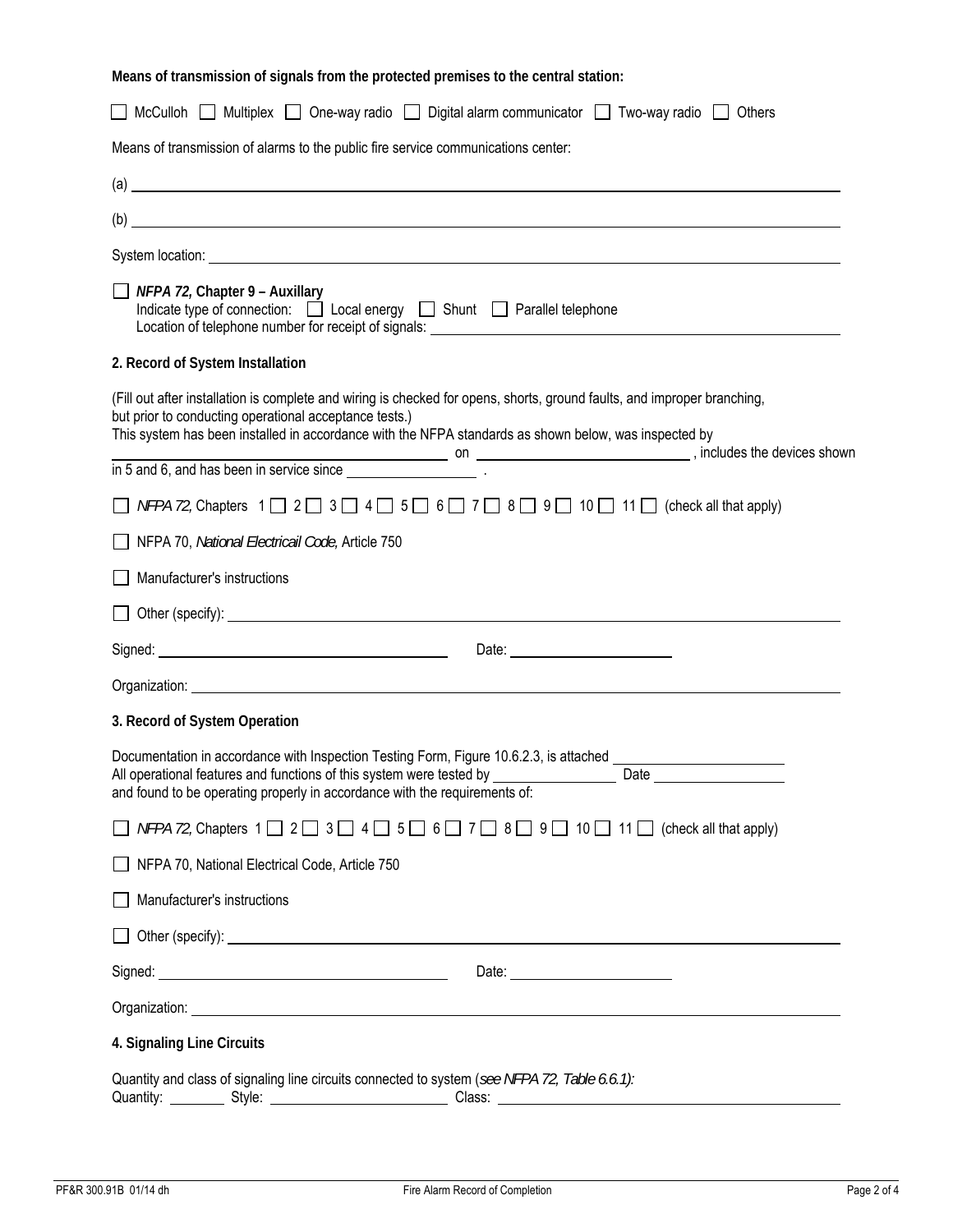**Means of transmission of signals from the protected premises to the central station:**

☐ McCulloh ☐ Multiplex ☐ One-way radio ☐ Digital alarm communicator ☐ Two-way radio ☐ Others

Means of transmission of alarms to the public fire service communications center:

(a) ______________________________________________________________

(b) ______________________________________________________________

System location: ______________________________________________________________

☐ ***NFPA 72*, Chapter 9 – Auxillary**
Indicate type of connection: ☐ Local energy ☐ Shunt ☐ Parallel telephone
Location of telephone number for receipt of signals: ______________________________

**2. Record of System Installation**

(Fill out after installation is complete and wiring is checked for opens, shorts, ground faults, and improper branching, but prior to conducting operational acceptance tests.)
This system has been installed in accordance with the NFPA standards as shown below, was inspected by ______________________ on ______________________, includes the devices shown in 5 and 6, and has been in service since ______________.

☐ *NFPA 72*, Chapters 1 ☐ 2 ☐ 3 ☐ 4 ☐ 5 ☐ 6 ☐ 7 ☐ 8 ☐ 9 ☐ 10 ☐ 11 ☐ (check all that apply)

☐ NFPA 70, *National Electricail Code*, Article 750

☐ Manufacturer's instructions

☐ Other (specify): ______________________________________________________________

Signed: ______________________________ Date: ______________________

Organization: ______________________________________________________________

**3. Record of System Operation**

Documentation in accordance with Inspection Testing Form, Figure 10.6.2.3, is attached ______________________
All operational features and functions of this system were tested by ______________ Date ______________
and found to be operating properly in accordance with the requirements of:

☐ *NFPA 72*, Chapters 1 ☐ 2 ☐ 3 ☐ 4 ☐ 5 ☐ 6 ☐ 7 ☐ 8 ☐ 9 ☐ 10 ☐ 11 ☐ (check all that apply)

☐ NFPA 70, National Electrical Code, Article 750

☐ Manufacturer's instructions

☐ Other (specify): ______________________________________________________________

Signed: ______________________________ Date: ______________________

Organization: ______________________________________________________________

**4. Signaling Line Circuits**

Quantity and class of signaling line circuits connected to system (*see NFPA 72, Table 6.6.1):*
Quantity: ________ Style: ______________________ Class: ______________________________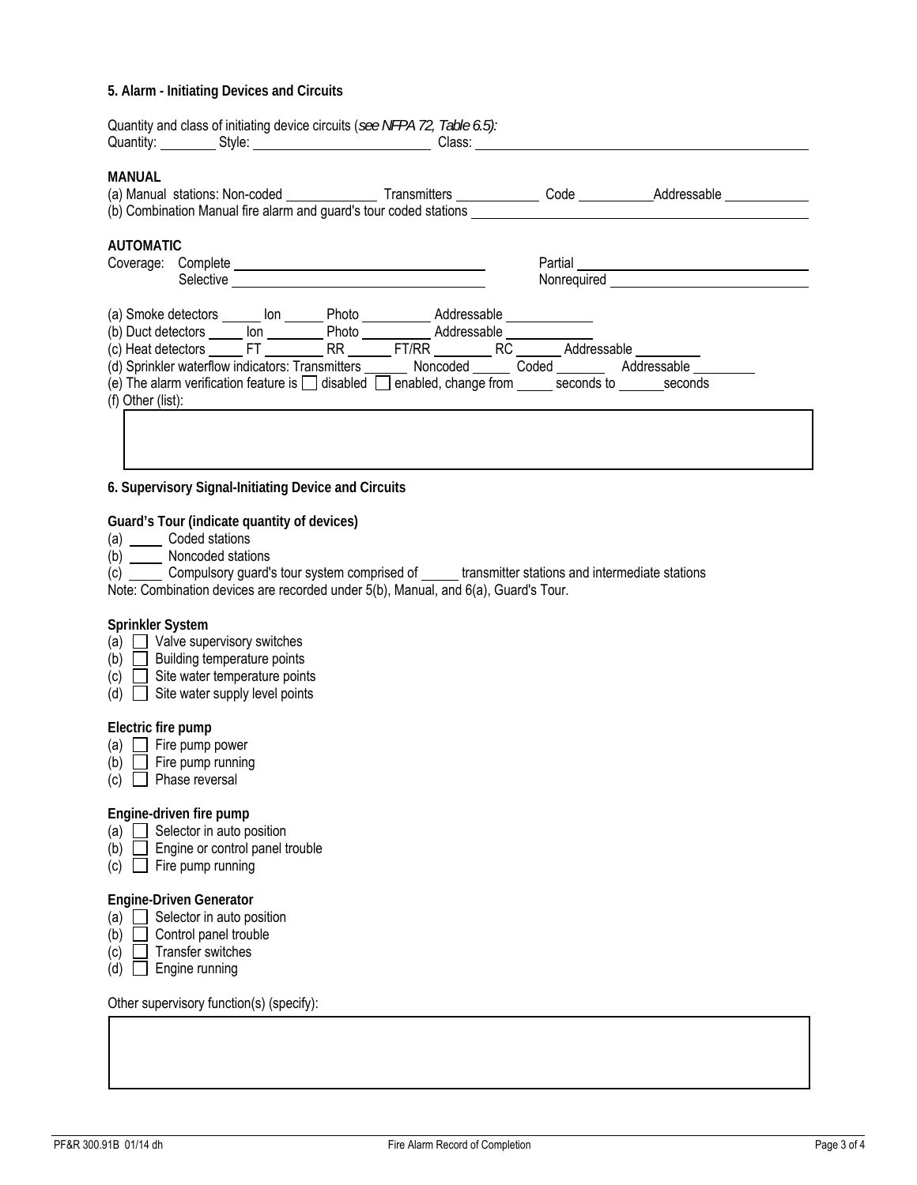### 5. Alarm - Initiating Devices and Circuits

Quantity and class of initiating device circuits (*see NFPA 72, Table 6.5):*
Quantity: ________ Style: ________________________ Class: ________________________________________________

**MANUAL**
(a) Manual stations: Non-coded ____________ Transmitters ___________ Code __________ Addressable ___________
(b) Combination Manual fire alarm and guard's tour coded stations ________________________________________

**AUTOMATIC**
Coverage: Complete ________________________________ Partial ________________________________
Selective ________________________________ Nonrequired ________________________________

(a) Smoke detectors ______ Ion ______ Photo __________ Addressable ____________
(b) Duct detectors _____ Ion ________ Photo __________ Addressable ____________
(c) Heat detectors _____ FT ________ RR ______ FT/RR ________ RC ______ Addressable _________
(d) Sprinkler waterflow indicators: Transmitters ______ Noncoded ______ Coded _______ Addressable _________
(e) The alarm verification feature is ☐ disabled ☐ enabled, change from _____ seconds to ______ seconds
(f) Other (list):

| |
|---|
| |

### 6. Supervisory Signal-Initiating Device and Circuits

**Guard's Tour (indicate quantity of devices)**
(a) _____ Coded stations
(b) _____ Noncoded stations
(c) _____ Compulsory guard's tour system comprised of _____ transmitter stations and intermediate stations
Note: Combination devices are recorded under 5(b), Manual, and 6(a), Guard's Tour.

**Sprinkler System**
(a) ☐ Valve supervisory switches
(b) ☐ Building temperature points
(c) ☐ Site water temperature points
(d) ☐ Site water supply level points

**Electric fire pump**
(a) ☐ Fire pump power
(b) ☐ Fire pump running
(c) ☐ Phase reversal

**Engine-driven fire pump**
(a) ☐ Selector in auto position
(b) ☐ Engine or control panel trouble
(c) ☐ Fire pump running

**Engine-Driven Generator**
(a) ☐ Selector in auto position
(b) ☐ Control panel trouble
(c) ☐ Transfer switches
(d) ☐ Engine running

Other supervisory function(s) (specify):

| |
|---|
| |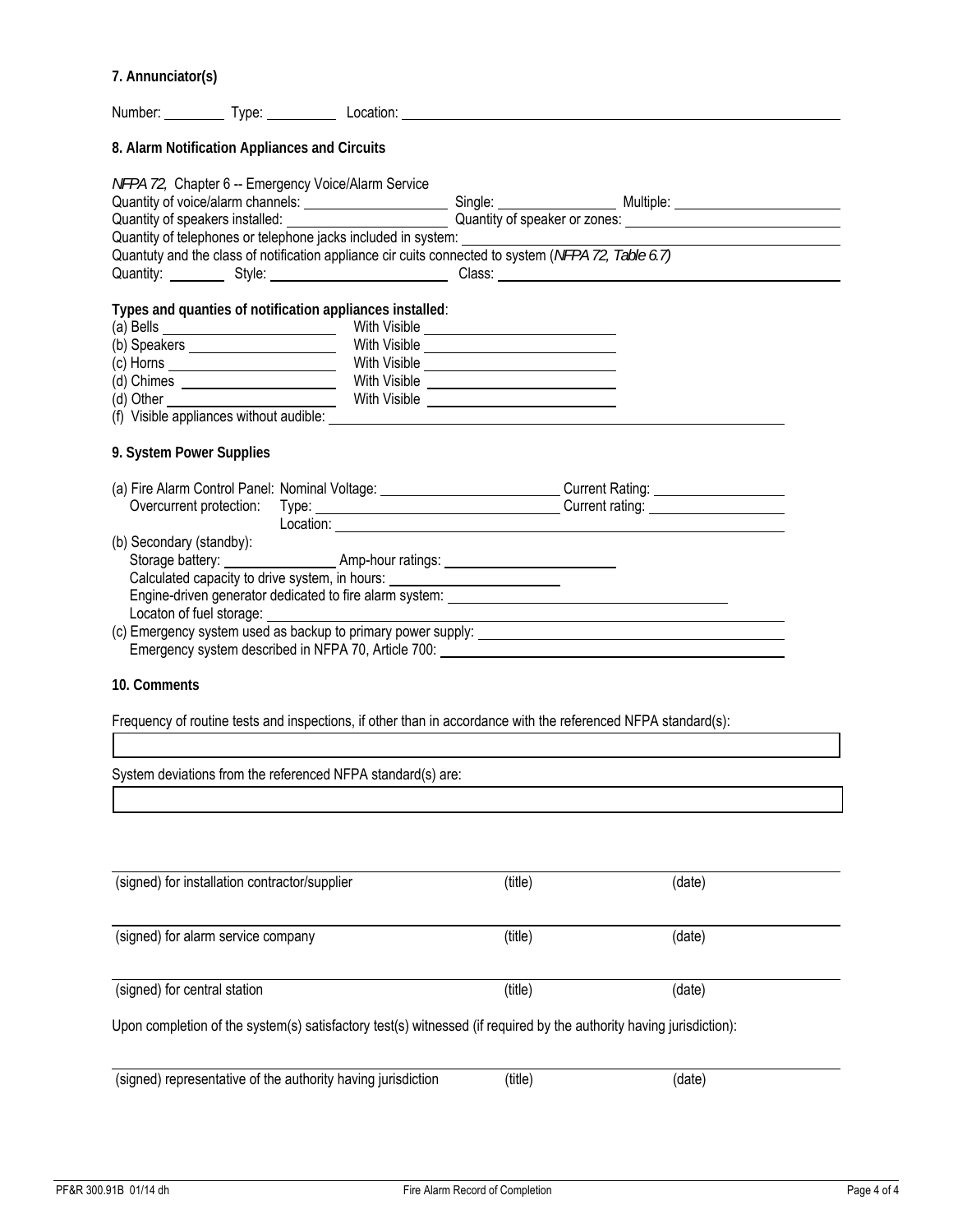**7. Annunciator(s)**

Number: ________ Type: __________ Location: ______________________________

**8. Alarm Notification Appliances and Circuits**

*NFPA 72,* Chapter 6 -- Emergency Voice/Alarm Service

Quantity of voice/alarm channels: ____________________ Single: ________________ Multiple: ____________________

Quantity of speakers installed: ____________________ Quantity of speaker or zones: ____________________

Quantity of telephones or telephone jacks included in system: ______________________________

Quantuty and the class of notification appliance cir cuits connected to system (*NFPA 72, Table 6.7)*

Quantity: ________ Style: ____________________ Class: ______________________________

**Types and quanties of notification appliances installed**:

(a) Bells ____________________ With Visible ____________________

(b) Speakers ____________________ With Visible ____________________

(c) Horns ____________________ With Visible ____________________

(d) Chimes ____________________ With Visible ____________________

(d) Other ____________________ With Visible ____________________

(f) Visible appliances without audible: ______________________________

**9. System Power Supplies**

(a) Fire Alarm Control Panel: Nominal Voltage: ____________________ Current Rating: ____________________

Overcurrent protection: Type: ____________________ Current rating: ____________________

Location: ______________________________

(b) Secondary (standby):

Storage battery: ________________ Amp-hour ratings: ____________________

Calculated capacity to drive system, in hours: ____________________

Engine-driven generator dedicated to fire alarm system: ______________________________

Locaton of fuel storage: ______________________________

(c) Emergency system used as backup to primary power supply: ______________________________

Emergency system described in NFPA 70, Article 700: ______________________________

**10. Comments**

Frequency of routine tests and inspections, if other than in accordance with the referenced NFPA standard(s):

______________________________

System deviations from the referenced NFPA standard(s) are:

______________________________

______________________________
(signed) for installation contractor/supplier (title) (date)

______________________________
(signed) for alarm service company (title) (date)

______________________________
(signed) for central station (title) (date)

Upon completion of the system(s) satisfactory test(s) witnessed (if required by the authority having jurisdiction):

______________________________
(signed) representative of the authority having jurisdiction (title) (date)

PF&R 300.91B 01/14 dh Fire Alarm Record of Completion